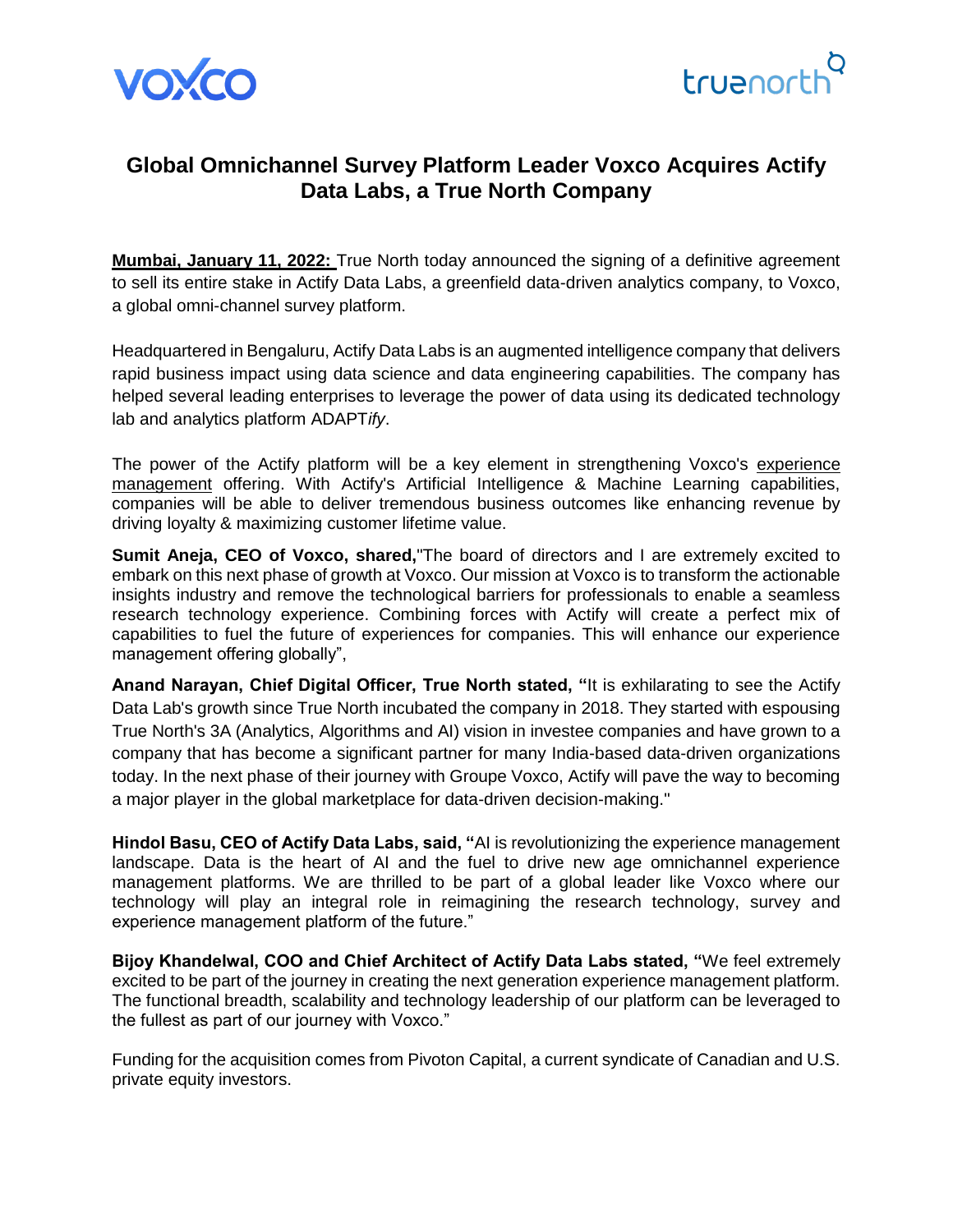# Global Omnichannel Survey Platform Leader Voxco Acquires Actify Data Labs, a True North Company

**Mumbai, January 11, 2022:** True North today announced the signing of a definitive agreement to sell its entire stake in Actify Data Labs, a greenfield data-driven analytics company, to Voxco, a global omni-channel survey platform.

Headquartered in Bengaluru, Actify Data Labs is an augmented intelligence company that delivers rapid business impact using data science and data engineering capabilities. The company has helped several leading enterprises to leverage the power of data using its dedicated technology lab and analytics platform ADAPT*ify*.

The power of the Actify platform will be a key element in strengthening Voxco's experience management offering. With Actify's Artificial Intelligence & Machine Learning capabilities, companies will be able to deliver tremendous business outcomes like enhancing revenue by driving loyalty & maximizing customer lifetime value.

**Sumit Aneja, CEO of Voxco, shared,**"The board of directors and I are extremely excited to embark on this next phase of growth at Voxco. Our mission at Voxco is to transform the actionable insights industry and remove the technological barriers for professionals to enable a seamless research technology experience. Combining forces with Actify will create a perfect mix of capabilities to fuel the future of experiences for companies. This will enhance our experience management offering globally",

**Anand Narayan, Chief Digital Officer, True North stated, "**It is exhilarating to see the Actify Data Lab's growth since True North incubated the company in 2018. They started with espousing True North's 3A (Analytics, Algorithms and AI) vision in investee companies and have grown to a company that has become a significant partner for many India-based data-driven organizations today. In the next phase of their journey with Groupe Voxco, Actify will pave the way to becoming a major player in the global marketplace for data-driven decision-making."

**Hindol Basu, CEO of Actify Data Labs, said, "**AI is revolutionizing the experience management landscape. Data is the heart of AI and the fuel to drive new age omnichannel experience management platforms. We are thrilled to be part of a global leader like Voxco where our technology will play an integral role in reimagining the research technology, survey and experience management platform of the future."

**Bijoy Khandelwal, COO and Chief Architect of Actify Data Labs stated, "**We feel extremely excited to be part of the journey in creating the next generation experience management platform. The functional breadth, scalability and technology leadership of our platform can be leveraged to the fullest as part of our journey with Voxco."

Funding for the acquisition comes from Pivoton Capital, a current syndicate of Canadian and U.S. private equity investors.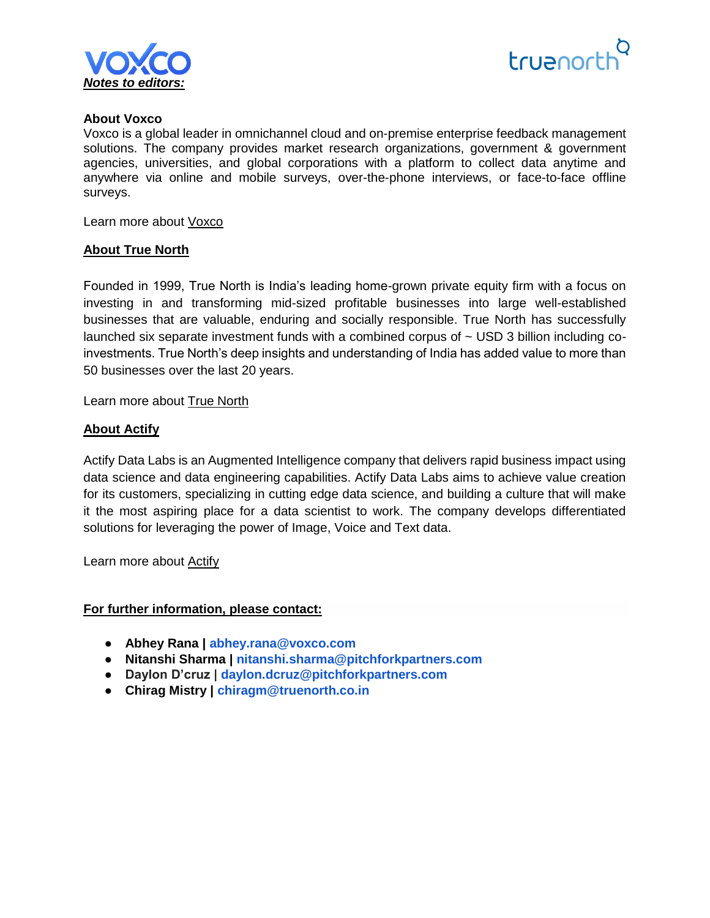***Notes to editors:***

**About Voxco**

Voxco is a global leader in omnichannel cloud and on-premise enterprise feedback management solutions. The company provides market research organizations, government & government agencies, universities, and global corporations with a platform to collect data anytime and anywhere via online and mobile surveys, over-the-phone interviews, or face-to-face offline surveys.

Learn more about Voxco

**About True North**

Founded in 1999, True North is India's leading home-grown private equity firm with a focus on investing in and transforming mid-sized profitable businesses into large well-established businesses that are valuable, enduring and socially responsible. True North has successfully launched six separate investment funds with a combined corpus of ~ USD 3 billion including co-investments. True North's deep insights and understanding of India has added value to more than 50 businesses over the last 20 years.

Learn more about True North

**About Actify**

Actify Data Labs is an Augmented Intelligence company that delivers rapid business impact using data science and data engineering capabilities. Actify Data Labs aims to achieve value creation for its customers, specializing in cutting edge data science, and building a culture that will make it the most aspiring place for a data scientist to work. The company develops differentiated solutions for leveraging the power of Image, Voice and Text data.

Learn more about Actify

**For further information, please contact:**

- **Abhey Rana | abhey.rana@voxco.com**
- **Nitanshi Sharma | nitanshi.sharma@pitchforkpartners.com**
- **Daylon D'cruz | daylon.dcruz@pitchforkpartners.com**
- **Chirag Mistry | chiragm@truenorth.co.in**